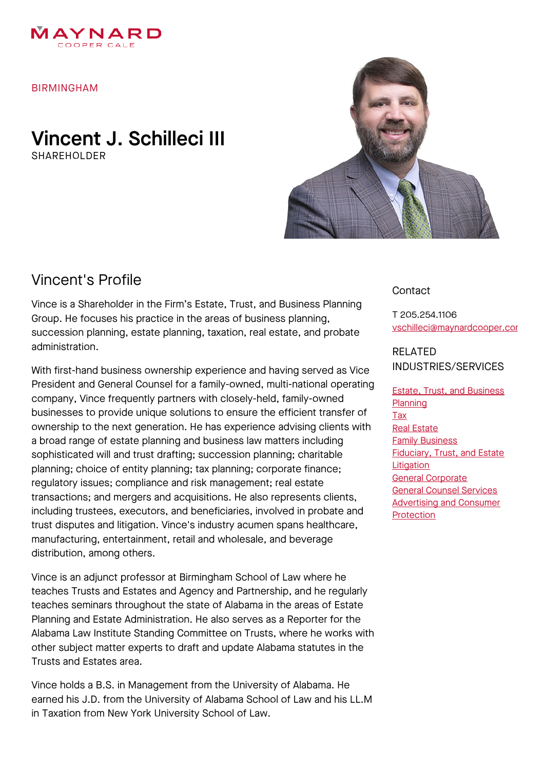MAYNARD
COOPER GALE

BIRMINGHAM

# Vincent J. Schilleci III

SHAREHOLDER

## Vincent's Profile

Vince is a Shareholder in the Firm's Estate, Trust, and Business Planning Group. He focuses his practice in the areas of business planning, succession planning, estate planning, taxation, real estate, and probate administration.

With first-hand business ownership experience and having served as Vice President and General Counsel for a family-owned, multi-national operating company, Vince frequently partners with closely-held, family-owned businesses to provide unique solutions to ensure the efficient transfer of ownership to the next generation. He has experience advising clients with a broad range of estate planning and business law matters including sophisticated will and trust drafting; succession planning; charitable planning; choice of entity planning; tax planning; corporate finance; regulatory issues; compliance and risk management; real estate transactions; and mergers and acquisitions. He also represents clients, including trustees, executors, and beneficiaries, involved in probate and trust disputes and litigation. Vince's industry acumen spans healthcare, manufacturing, entertainment, retail and wholesale, and beverage distribution, among others.

Vince is an adjunct professor at Birmingham School of Law where he teaches Trusts and Estates and Agency and Partnership, and he regularly teaches seminars throughout the state of Alabama in the areas of Estate Planning and Estate Administration. He also serves as a Reporter for the Alabama Law Institute Standing Committee on Trusts, where he works with other subject matter experts to draft and update Alabama statutes in the Trusts and Estates area.

Vince holds a B.S. in Management from the University of Alabama. He earned his J.D. from the University of Alabama School of Law and his LL.M in Taxation from New York University School of Law.

### Contact

T 205.254.1106
vschilleci@maynardcooper.cor

### RELATED INDUSTRIES/SERVICES

- Estate, Trust, and Business Planning
- Tax
- Real Estate
- Family Business
- Fiduciary, Trust, and Estate Litigation
- General Corporate
- General Counsel Services
- Advertising and Consumer Protection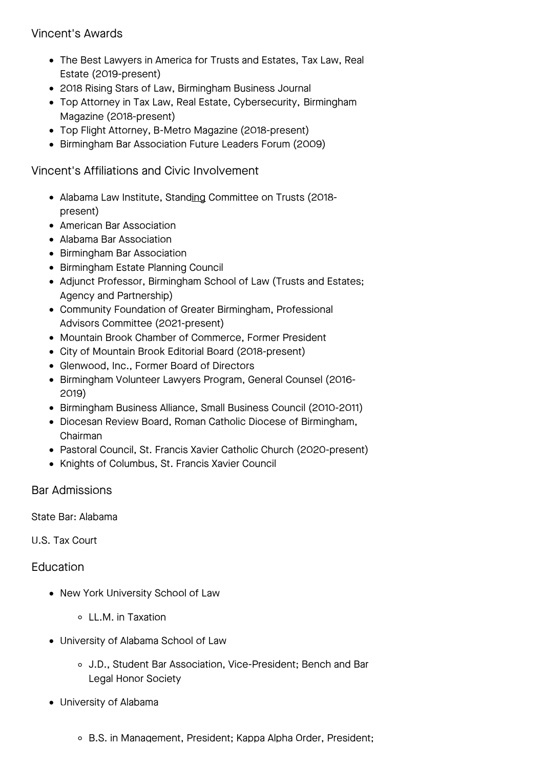## Vincent's Awards

- The Best Lawyers in America for Trusts and Estates, Tax Law, Real Estate (2019-present)
- 2018 Rising Stars of Law, Birmingham Business Journal
- Top Attorney in Tax Law, Real Estate, Cybersecurity, Birmingham Magazine (2018-present)
- Top Flight Attorney, B-Metro Magazine (2018-present)
- Birmingham Bar Association Future Leaders Forum (2009)

## Vincent's Affiliations and Civic Involvement

- Alabama Law Institute, Standing Committee on Trusts (2018-present)
- American Bar Association
- Alabama Bar Association
- Birmingham Bar Association
- Birmingham Estate Planning Council
- Adjunct Professor, Birmingham School of Law (Trusts and Estates; Agency and Partnership)
- Community Foundation of Greater Birmingham, Professional Advisors Committee (2021-present)
- Mountain Brook Chamber of Commerce, Former President
- City of Mountain Brook Editorial Board (2018-present)
- Glenwood, Inc., Former Board of Directors
- Birmingham Volunteer Lawyers Program, General Counsel (2016-2019)
- Birmingham Business Alliance, Small Business Council (2010-2011)
- Diocesan Review Board, Roman Catholic Diocese of Birmingham, Chairman
- Pastoral Council, St. Francis Xavier Catholic Church (2020-present)
- Knights of Columbus, St. Francis Xavier Council

## Bar Admissions

State Bar: Alabama

U.S. Tax Court

## Education

- New York University School of Law
    - LL.M. in Taxation
- University of Alabama School of Law
    - J.D., Student Bar Association, Vice-President; Bench and Bar Legal Honor Society
- University of Alabama
    - B.S. in Management, President; Kappa Alpha Order, President;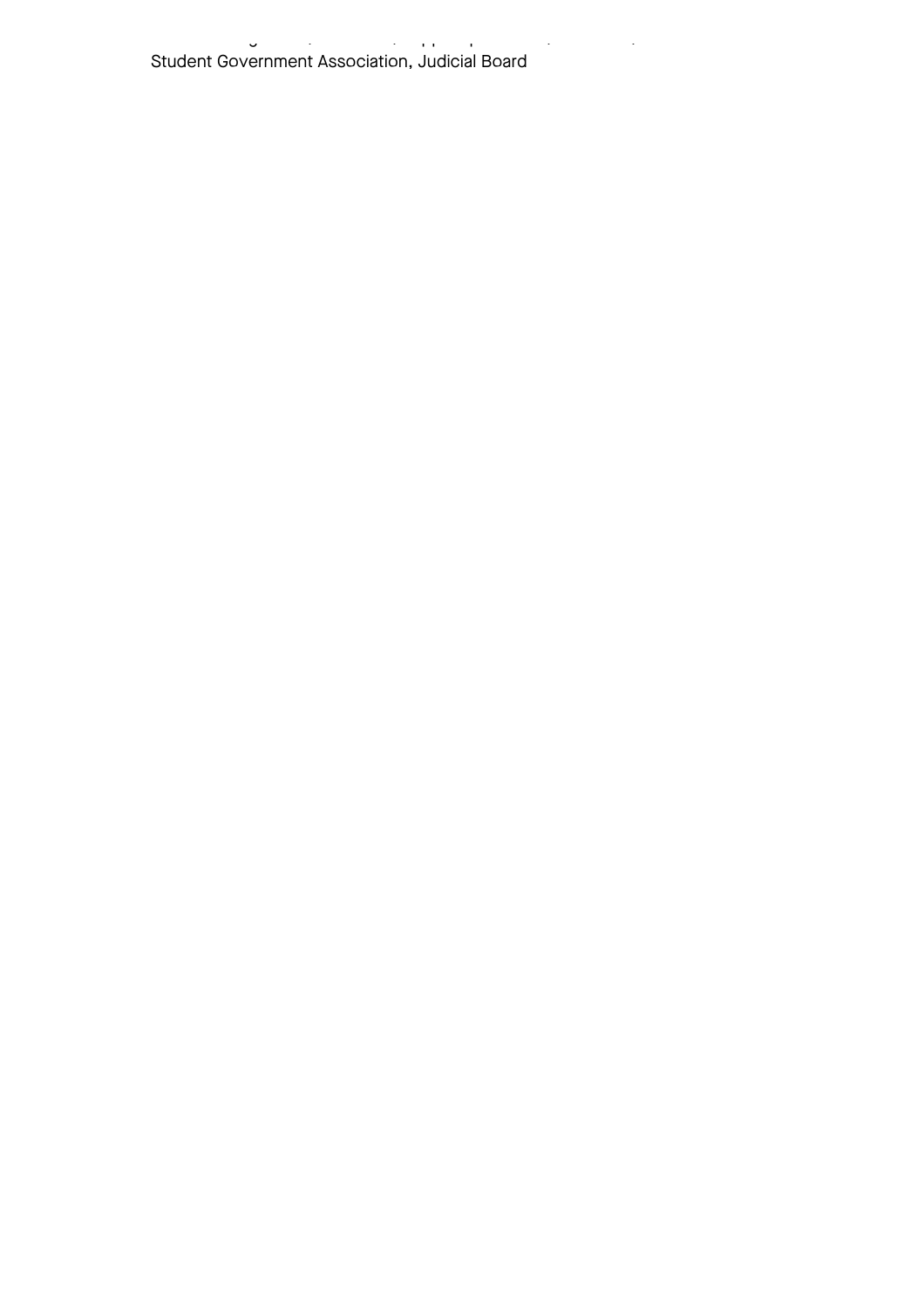Student Government Association, Judicial Board